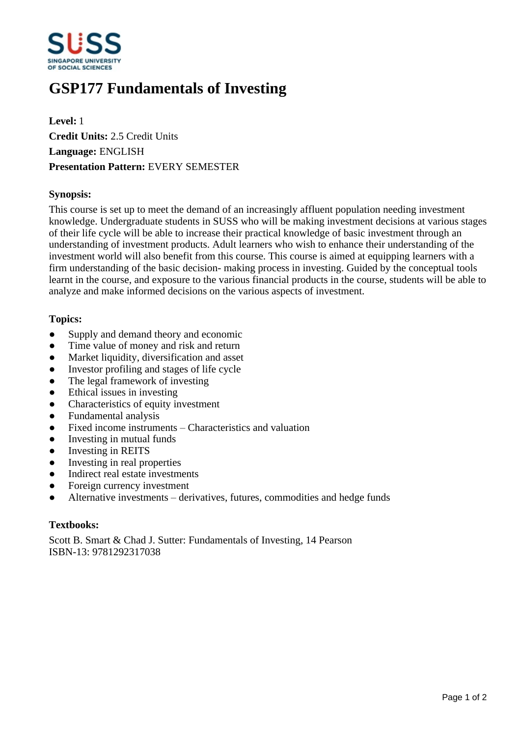# GSP177 Fundamentals of Investing

**Level:** 1
**Credit Units:** 2.5 Credit Units
**Language:** ENGLISH
**Presentation Pattern:** EVERY SEMESTER

**Synopsis:**

This course is set up to meet the demand of an increasingly affluent population needing investment knowledge. Undergraduate students in SUSS who will be making investment decisions at various stages of their life cycle will be able to increase their practical knowledge of basic investment through an understanding of investment products. Adult learners who wish to enhance their understanding of the investment world will also benefit from this course. This course is aimed at equipping learners with a firm understanding of the basic decision- making process in investing. Guided by the conceptual tools learnt in the course, and exposure to the various financial products in the course, students will be able to analyze and make informed decisions on the various aspects of investment.

**Topics:**

- Supply and demand theory and economic
- Time value of money and risk and return
- Market liquidity, diversification and asset
- Investor profiling and stages of life cycle
- The legal framework of investing
- Ethical issues in investing
- Characteristics of equity investment
- Fundamental analysis
- Fixed income instruments – Characteristics and valuation
- Investing in mutual funds
- Investing in REITS
- Investing in real properties
- Indirect real estate investments
- Foreign currency investment
- Alternative investments – derivatives, futures, commodities and hedge funds

**Textbooks:**

Scott B. Smart & Chad J. Sutter: Fundamentals of Investing, 14 Pearson
ISBN-13: 9781292317038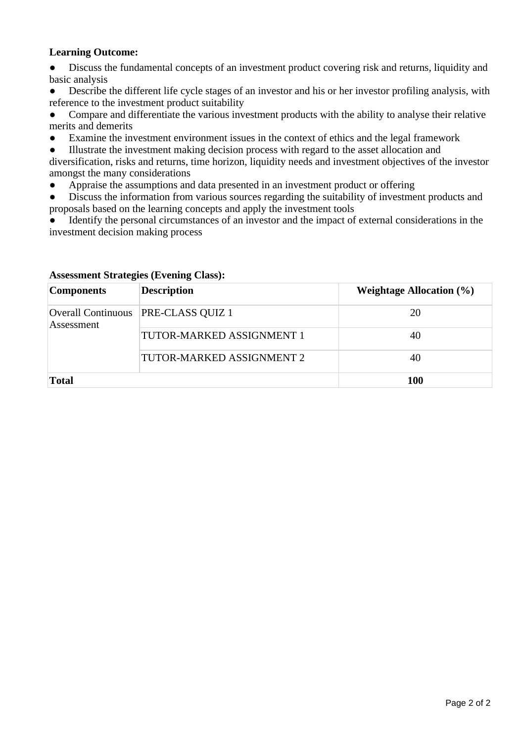**Learning Outcome:**

- Discuss the fundamental concepts of an investment product covering risk and returns, liquidity and basic analysis
- Describe the different life cycle stages of an investor and his or her investor profiling analysis, with reference to the investment product suitability
- Compare and differentiate the various investment products with the ability to analyse their relative merits and demerits
- Examine the investment environment issues in the context of ethics and the legal framework
- Illustrate the investment making decision process with regard to the asset allocation and diversification, risks and returns, time horizon, liquidity needs and investment objectives of the investor amongst the many considerations
- Appraise the assumptions and data presented in an investment product or offering
- Discuss the information from various sources regarding the suitability of investment products and proposals based on the learning concepts and apply the investment tools
- Identify the personal circumstances of an investor and the impact of external considerations in the investment decision making process

**Assessment Strategies (Evening Class):**

| Components | Description | Weightage Allocation (%) |
|---|---|---|
| Overall Continuous Assessment | PRE-CLASS QUIZ 1 | 20 |
| | TUTOR-MARKED ASSIGNMENT 1 | 40 |
| | TUTOR-MARKED ASSIGNMENT 2 | 40 |
| **Total** | | **100** |